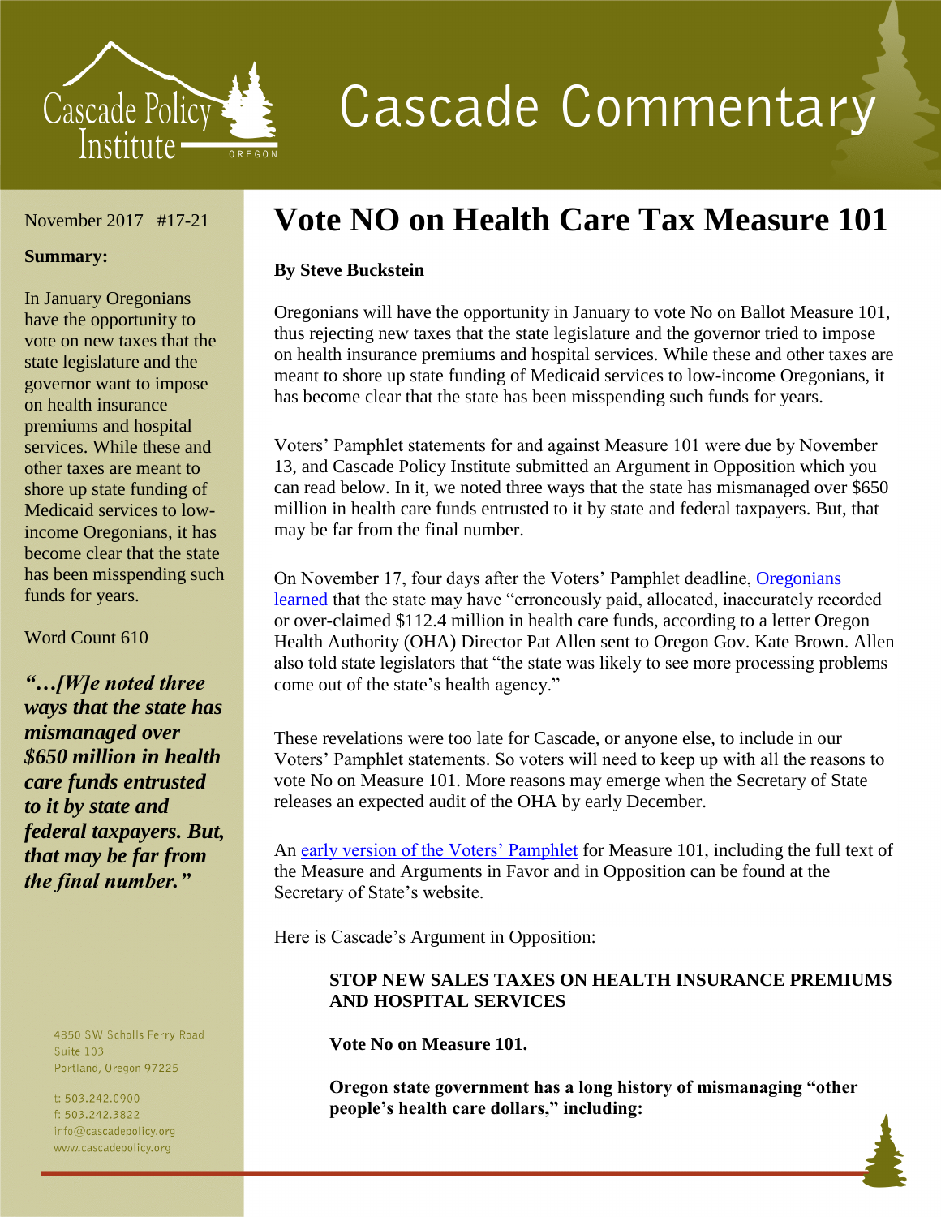Cascade Policy Institute

# Cascade Commentary

November 2017 #17-21

**Summary:**

In January Oregonians have the opportunity to vote on new taxes that the state legislature and the governor want to impose on health insurance premiums and hospital services. While these and other taxes are meant to shore up state funding of Medicaid services to low-income Oregonians, it has become clear that the state has been misspending such funds for years.

Word Count 610

***"…[W]e noted three ways that the state has mismanaged over $650 million in health care funds entrusted to it by state and federal taxpayers. But, that may be far from the final number."***

4850 SW Scholls Ferry Road
Suite 103
Portland, Oregon 97225

t: 503.242.0900
f: 503.242.3822
info@cascadepolicy.org
www.cascadepolicy.org

# Vote NO on Health Care Tax Measure 101

**By Steve Buckstein**

Oregonians will have the opportunity in January to vote No on Ballot Measure 101, thus rejecting new taxes that the state legislature and the governor tried to impose on health insurance premiums and hospital services. While these and other taxes are meant to shore up state funding of Medicaid services to low-income Oregonians, it has become clear that the state has been misspending such funds for years.

Voters' Pamphlet statements for and against Measure 101 were due by November 13, and Cascade Policy Institute submitted an Argument in Opposition which you can read below. In it, we noted three ways that the state has mismanaged over $650 million in health care funds entrusted to it by state and federal taxpayers. But, that may be far from the final number.

On November 17, four days after the Voters' Pamphlet deadline, Oregonians learned that the state may have "erroneously paid, allocated, inaccurately recorded or over-claimed $112.4 million in health care funds, according to a letter Oregon Health Authority (OHA) Director Pat Allen sent to Oregon Gov. Kate Brown. Allen also told state legislators that "the state was likely to see more processing problems come out of the state's health agency."

These revelations were too late for Cascade, or anyone else, to include in our Voters' Pamphlet statements. So voters will need to keep up with all the reasons to vote No on Measure 101. More reasons may emerge when the Secretary of State releases an expected audit of the OHA by early December.

An early version of the Voters' Pamphlet for Measure 101, including the full text of the Measure and Arguments in Favor and in Opposition can be found at the Secretary of State's website.

Here is Cascade's Argument in Opposition:

> **STOP NEW SALES TAXES ON HEALTH INSURANCE PREMIUMS AND HOSPITAL SERVICES**
>
> **Vote No on Measure 101.**
>
> **Oregon state government has a long history of mismanaging "other people's health care dollars," including:**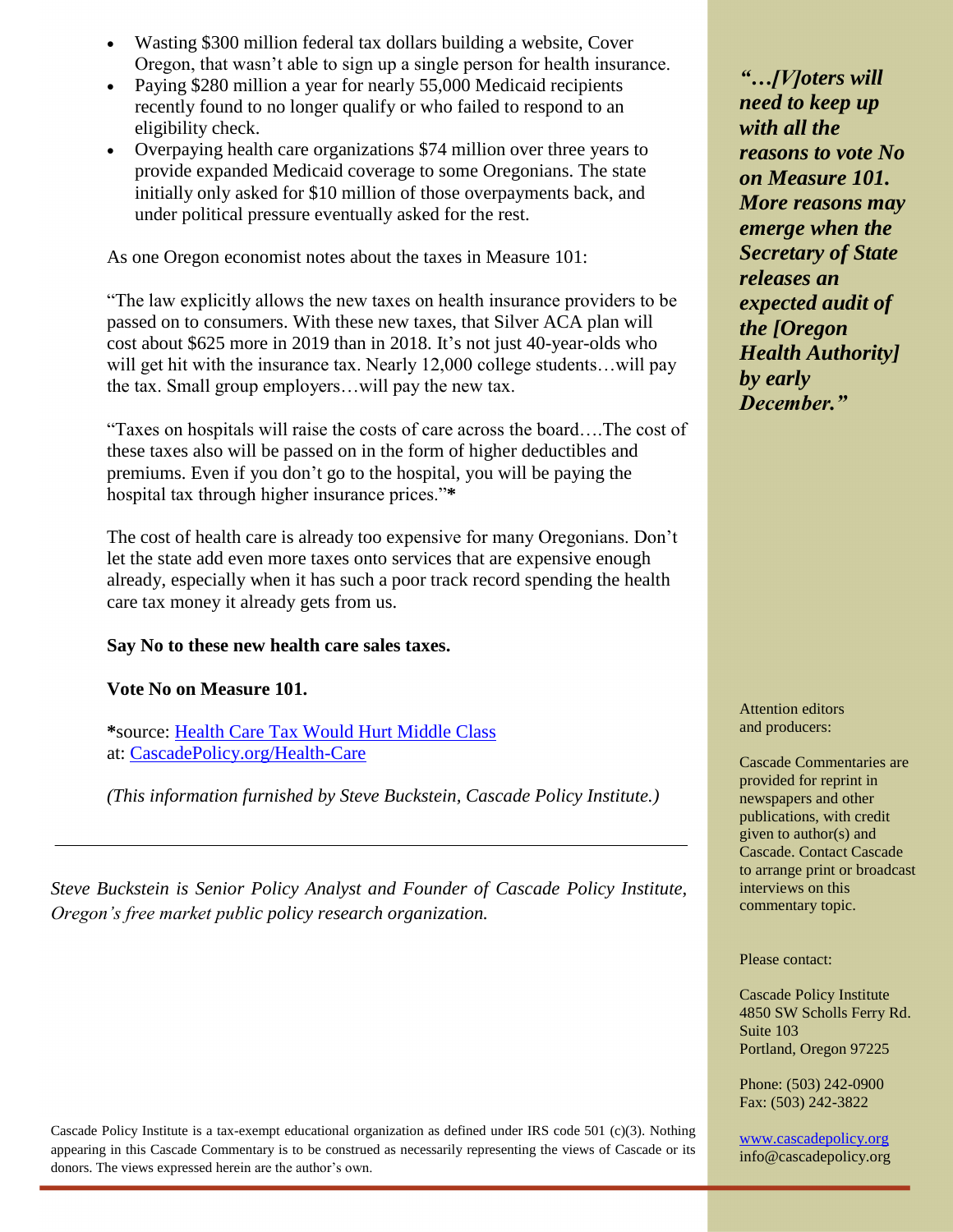- Wasting $300 million federal tax dollars building a website, Cover Oregon, that wasn't able to sign up a single person for health insurance.
- Paying $280 million a year for nearly 55,000 Medicaid recipients recently found to no longer qualify or who failed to respond to an eligibility check.
- Overpaying health care organizations $74 million over three years to provide expanded Medicaid coverage to some Oregonians. The state initially only asked for $10 million of those overpayments back, and under political pressure eventually asked for the rest.

As one Oregon economist notes about the taxes in Measure 101:

"The law explicitly allows the new taxes on health insurance providers to be passed on to consumers. With these new taxes, that Silver ACA plan will cost about $625 more in 2019 than in 2018. It's not just 40-year-olds who will get hit with the insurance tax. Nearly 12,000 college students…will pay the tax. Small group employers…will pay the new tax.

"Taxes on hospitals will raise the costs of care across the board….The cost of these taxes also will be passed on in the form of higher deductibles and premiums. Even if you don't go to the hospital, you will be paying the hospital tax through higher insurance prices."**\***

The cost of health care is already too expensive for many Oregonians. Don't let the state add even more taxes onto services that are expensive enough already, especially when it has such a poor track record spending the health care tax money it already gets from us.

**Say No to these new health care sales taxes.**

**Vote No on Measure 101.**

**\***source: Health Care Tax Would Hurt Middle Class at: CascadePolicy.org/Health-Care

*(This information furnished by Steve Buckstein, Cascade Policy Institute.)*

---

*Steve Buckstein is Senior Policy Analyst and Founder of Cascade Policy Institute, Oregon's free market public policy research organization.*

***"…[V]oters will need to keep up with all the reasons to vote No on Measure 101. More reasons may emerge when the Secretary of State releases an expected audit of the [Oregon Health Authority] by early December."***

Attention editors and producers:

Cascade Commentaries are provided for reprint in newspapers and other publications, with credit given to author(s) and Cascade. Contact Cascade to arrange print or broadcast interviews on this commentary topic.

Please contact:

Cascade Policy Institute
4850 SW Scholls Ferry Rd.
Suite 103
Portland, Oregon 97225

Phone: (503) 242-0900
Fax: (503) 242-3822

www.cascadepolicy.org
info@cascadepolicy.org

Cascade Policy Institute is a tax-exempt educational organization as defined under IRS code 501 (c)(3). Nothing appearing in this Cascade Commentary is to be construed as necessarily representing the views of Cascade or its donors. The views expressed herein are the author's own.